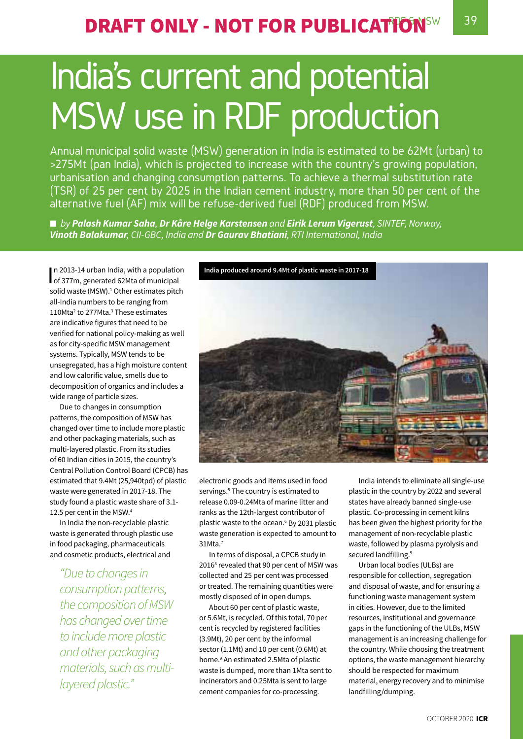DRAFT ONLY - NOT FOR PUBLICATION

# India's current and potential MSW use in RDF production

Annual municipal solid waste (MSW) generation in India is estimated to be 62Mt (urban) to >275Mt (pan India), which is projected to increase with the country's growing population, urbanisation and changing consumption patterns. To achieve a thermal substitution rate (TSR) of 25 per cent by 2025 in the Indian cement industry, more than 50 per cent of the alternative fuel (AF) mix will be refuse-derived fuel (RDF) produced from MSW.

■ *by **Palash Kumar Saha**, **Dr Kåre Helge Karstensen** and **Eirik Lerum Vigerust**, SINTEF, Norway, **Vinoth Balakumar**, CII-GBC, India and **Dr Gaurav Bhatiani**, RTI International, India*

In 2013-14 urban India, with a population of 377m, generated 62Mta of municipal solid waste (MSW).[1] Other estimates pitch all-India numbers to be ranging from 110Mta[2] to 277Mta.[3] These estimates are indicative figures that need to be verified for national policy-making as well as for city-specific MSW management systems. Typically, MSW tends to be unsegregated, has a high moisture content and low calorific value, smells due to decomposition of organics and includes a wide range of particle sizes.

Due to changes in consumption patterns, the composition of MSW has changed over time to include more plastic and other packaging materials, such as multi-layered plastic. From its studies of 60 Indian cities in 2015, the country's Central Pollution Control Board (CPCB) has estimated that 9.4Mt (25,940tpd) of plastic waste were generated in 2017-18. The study found a plastic waste share of 3.1-12.5 per cent in the MSW.[4]

In India the non-recyclable plastic waste is generated through plastic use in food packaging, pharmaceuticals and cosmetic products, electrical and electronic goods and items used in food servings.[5] The country is estimated to release 0.09-0.24Mta of marine litter and ranks as the 12th-largest contributor of plastic waste to the ocean.[6] By 2031 plastic waste generation is expected to amount to 31Mta.[7]

*"Due to changes in consumption patterns, the composition of MSW has changed over time to include more plastic and other packaging materials, such as multi-layered plastic."*

India produced around 9.4Mt of plastic waste in 2017-18

In terms of disposal, a CPCB study in 2016[8] revealed that 90 per cent of MSW was collected and 25 per cent was processed or treated. The remaining quantities were mostly disposed of in open dumps.

About 60 per cent of plastic waste, or 5.6Mt, is recycled. Of this total, 70 per cent is recycled by registered facilities (3.9Mt), 20 per cent by the informal sector (1.1Mt) and 10 per cent (0.6Mt) at home.[9] An estimated 2.5Mta of plastic waste is dumped, more than 1Mta sent to incinerators and 0.25Mta is sent to large cement companies for co-processing.

India intends to eliminate all single-use plastic in the country by 2022 and several states have already banned single-use plastic. Co-processing in cement kilns has been given the highest priority for the management of non-recyclable plastic waste, followed by plasma pyrolysis and secured landfilling.[5]

Urban local bodies (ULBs) are responsible for collection, segregation and disposal of waste, and for ensuring a functioning waste management system in cities. However, due to the limited resources, institutional and governance gaps in the functioning of the ULBs, MSW management is an increasing challenge for the country. While choosing the treatment options, the waste management hierarchy should be respected for maximum material, energy recovery and to minimise landfilling/dumping.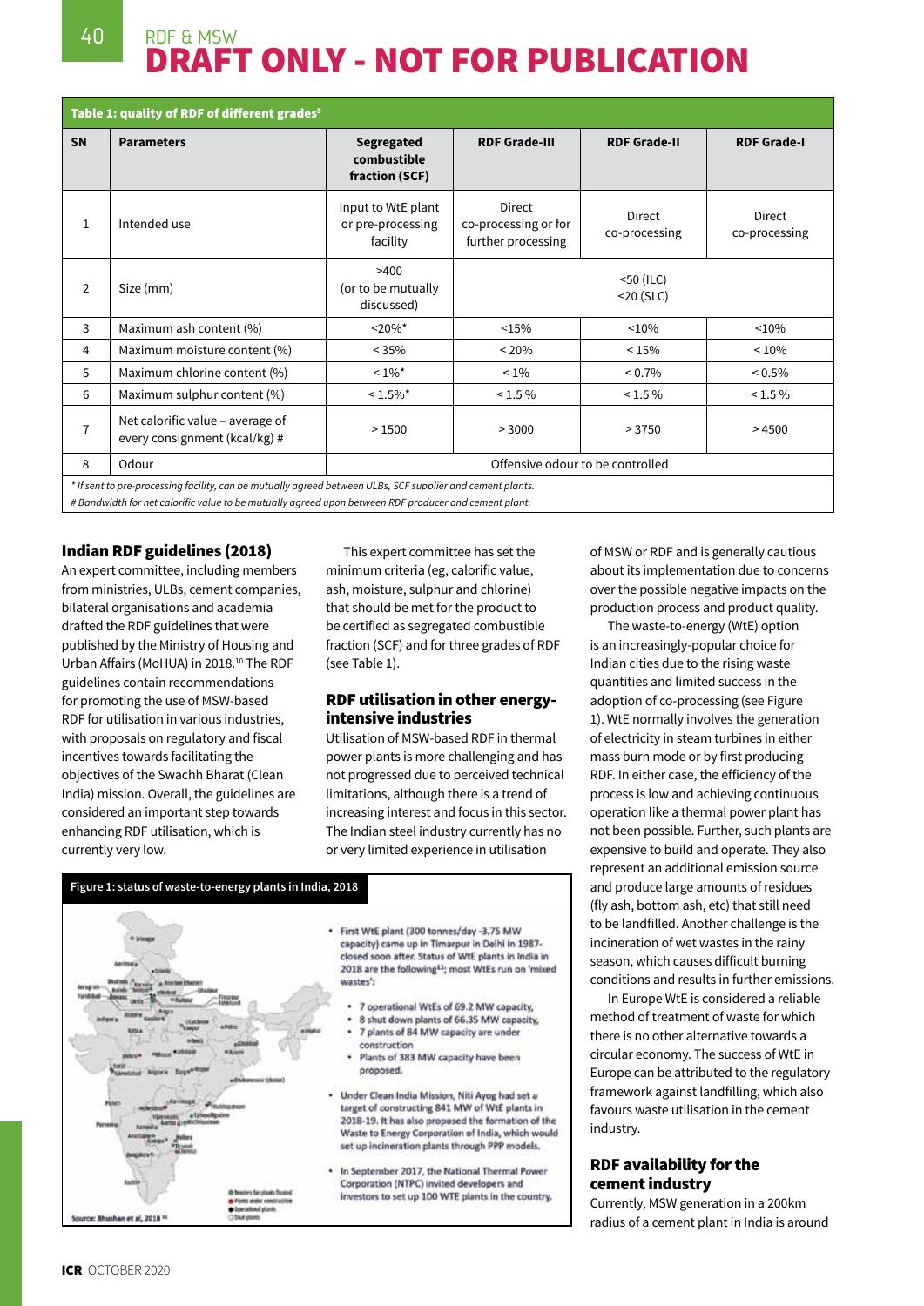# RDF & MSW

## DRAFT ONLY - NOT FOR PUBLICATION

**Table 1: quality of RDF of different grades[5]**

| SN | Parameters | Segregated combustible fraction (SCF) | RDF Grade-III | RDF Grade-II | RDF Grade-I |
|---|---|---|---|---|---|
| 1 | Intended use | Input to WtE plant or pre-processing facility | Direct co-processing or for further processing | Direct co-processing | Direct co-processing |
| 2 | Size (mm) | >400 (or to be mutually discussed) | <50 (ILC) <20 (SLC) | | |
| 3 | Maximum ash content (%) | <20%* | <15% | <10% | <10% |
| 4 | Maximum moisture content (%) | < 35% | < 20% | < 15% | < 10% |
| 5 | Maximum chlorine content (%) | < 1%* | < 1% | < 0.7% | < 0.5% |
| 6 | Maximum sulphur content (%) | < 1.5%* | < 1.5 % | < 1.5 % | < 1.5 % |
| 7 | Net calorific value – average of every consignment (kcal/kg) # | > 1500 | > 3000 | > 3750 | > 4500 |
| 8 | Odour | Offensive odour to be controlled | | | |

*\* If sent to pre-processing facility, can be mutually agreed between ULBs, SCF supplier and cement plants.*
*# Bandwidth for net calorific value to be mutually agreed upon between RDF producer and cement plant.*

### Indian RDF guidelines (2018)

An expert committee, including members from ministries, ULBs, cement companies, bilateral organisations and academia drafted the RDF guidelines that were published by the Ministry of Housing and Urban Affairs (MoHUA) in 2018.[10] The RDF guidelines contain recommendations for promoting the use of MSW-based RDF for utilisation in various industries, with proposals on regulatory and fiscal incentives towards facilitating the objectives of the Swachh Bharat (Clean India) mission. Overall, the guidelines are considered an important step towards enhancing RDF utilisation, which is currently very low.

This expert committee has set the minimum criteria (eg, calorific value, ash, moisture, sulphur and chlorine) that should be met for the product to be certified as segregated combustible fraction (SCF) and for three grades of RDF (see Table 1).

### RDF utilisation in other energy-intensive industries

Utilisation of MSW-based RDF in thermal power plants is more challenging and has not progressed due to perceived technical limitations, although there is a trend of increasing interest and focus in this sector. The Indian steel industry currently has no or very limited experience in utilisation of MSW or RDF and is generally cautious about its implementation due to concerns over the possible negative impacts on the production process and product quality.

The waste-to-energy (WtE) option is an increasingly-popular choice for Indian cities due to the rising waste quantities and limited success in the adoption of co-processing (see Figure 1). WtE normally involves the generation of electricity in steam turbines in either mass burn mode or by first producing RDF. In either case, the efficiency of the process is low and achieving continuous operation like a thermal power plant has not been possible. Further, such plants are expensive to build and operate. They also represent an additional emission source and produce large amounts of residues (fly ash, bottom ash, etc) that still need to be landfilled. Another challenge is the incineration of wet wastes in the rainy season, which causes difficult burning conditions and results in further emissions.

In Europe WtE is considered a reliable method of treatment of waste for which there is no other alternative towards a circular economy. The success of WtE in Europe can be attributed to the regulatory framework against landfilling, which also favours waste utilisation in the cement industry.

**Figure 1: status of waste-to-energy plants in India, 2018**

- First WtE plant (300 tonnes/day -3.75 MW capacity) came up in Timarpur in Delhi in 1987- closed soon after. Status of WtE plants in India in 2018 are the following[11]; most WtEs run on 'mixed wastes':
  - 7 operational WtEs of 69.2 MW capacity,
  - 8 shut down plants of 66.35 MW capacity,
  - 7 plants of 84 MW capacity are under construction
  - Plants of 383 MW capacity have been proposed.
- Under Clean India Mission, Niti Ayog had set a target of constructing 841 MW of WtE plants in 2018-19. It has also proposed the formation of the Waste to Energy Corporation of India, which would set up incineration plants through PPP models.
- In September 2017, the National Thermal Power Corporation (NTPC) invited developers and investors to set up 100 WTE plants in the country.

Source: Bhushan et al, 2018 [11]

### RDF availability for the cement industry

Currently, MSW generation in a 200km radius of a cement plant in India is around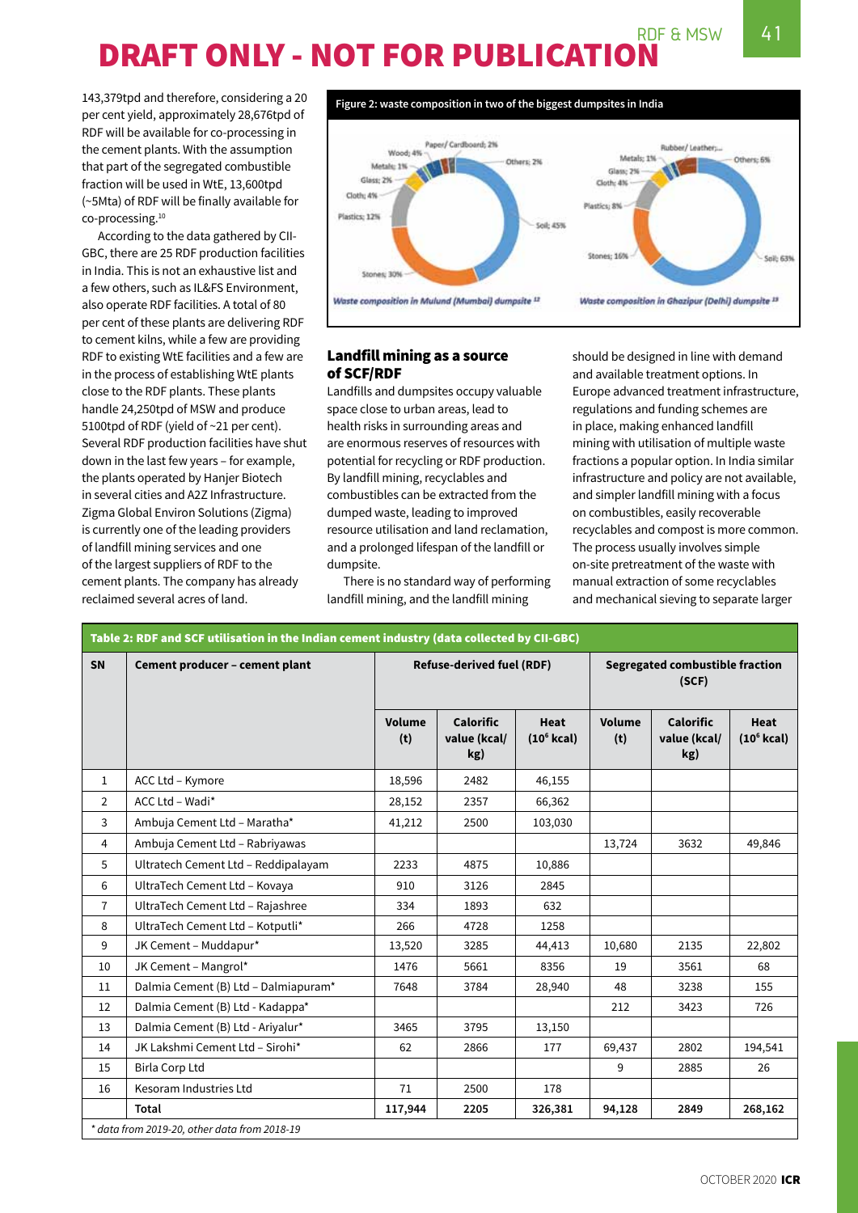# DRAFT ONLY - NOT FOR PUBLICATION

143,379tpd and therefore, considering a 20 per cent yield, approximately 28,676tpd of RDF will be available for co-processing in the cement plants. With the assumption that part of the segregated combustible fraction will be used in WtE, 13,600tpd (~5Mta) of RDF will be finally available for co-processing.[10]

According to the data gathered by CII-GBC, there are 25 RDF production facilities in India. This is not an exhaustive list and a few others, such as IL&FS Environment, also operate RDF facilities. A total of 80 per cent of these plants are delivering RDF to cement kilns, while a few are providing RDF to existing WtE facilities and a few are in the process of establishing WtE plants close to the RDF plants. These plants handle 24,250tpd of MSW and produce 5100tpd of RDF (yield of ~21 per cent). Several RDF production facilities have shut down in the last few years – for example, the plants operated by Hanjer Biotech in several cities and A2Z Infrastructure. Zigma Global Environ Solutions (Zigma) is currently one of the leading providers of landfill mining services and one of the largest suppliers of RDF to the cement plants. The company has already reclaimed several acres of land.

**Figure 2: waste composition in two of the biggest dumpsites in India**

Paper/ Cardboard; 2%, Wood; 4%, Metals; 1%, Glass; 2%, Cloth; 4%, Plastics; 12%, Stones; 30%, Soil; 45%, Others; 2%

*Waste composition in Mulund (Mumbai) dumpsite [12]*

Rubber/ Leather;..., Metals; 1%, Glass; 2%, Cloth; 4%, Plastics; 8%, Stones; 16%, Soil; 63%, Others; 6%

*Waste composition in Ghazipur (Delhi) dumpsite [13]*

## Landfill mining as a source of SCF/RDF

Landfills and dumpsites occupy valuable space close to urban areas, lead to health risks in surrounding areas and are enormous reserves of resources with potential for recycling or RDF production. By landfill mining, recyclables and combustibles can be extracted from the dumped waste, leading to improved resource utilisation and land reclamation, and a prolonged lifespan of the landfill or dumpsite.

There is no standard way of performing landfill mining, and the landfill mining should be designed in line with demand and available treatment options. In Europe advanced treatment infrastructure, regulations and funding schemes are in place, making enhanced landfill mining with utilisation of multiple waste fractions a popular option. In India similar infrastructure and policy are not available, and simpler landfill mining with a focus on combustibles, easily recoverable recyclables and compost is more common. The process usually involves simple on-site pretreatment of the waste with manual extraction of some recyclables and mechanical sieving to separate larger

**Table 2: RDF and SCF utilisation in the Indian cement industry (data collected by CII-GBC)**

| SN | Cement producer – cement plant | Refuse-derived fuel (RDF) | | | Segregated combustible fraction (SCF) | | |
|---|---|---|---|---|---|---|---|
| | | Volume (t) | Calorific value (kcal/kg) | Heat ($10^6$ kcal) | Volume (t) | Calorific value (kcal/kg) | Heat ($10^6$ kcal) |
| 1 | ACC Ltd – Kymore | 18,596 | 2482 | 46,155 | | | |
| 2 | ACC Ltd – Wadi* | 28,152 | 2357 | 66,362 | | | |
| 3 | Ambuja Cement Ltd – Maratha* | 41,212 | 2500 | 103,030 | | | |
| 4 | Ambuja Cement Ltd – Rabriyawas | | | | 13,724 | 3632 | 49,846 |
| 5 | Ultratech Cement Ltd – Reddipalayam | 2233 | 4875 | 10,886 | | | |
| 6 | UltraTech Cement Ltd – Kovaya | 910 | 3126 | 2845 | | | |
| 7 | UltraTech Cement Ltd – Rajashree | 334 | 1893 | 632 | | | |
| 8 | UltraTech Cement Ltd – Kotputli* | 266 | 4728 | 1258 | | | |
| 9 | JK Cement – Muddapur* | 13,520 | 3285 | 44,413 | 10,680 | 2135 | 22,802 |
| 10 | JK Cement – Mangrol* | 1476 | 5661 | 8356 | 19 | 3561 | 68 |
| 11 | Dalmia Cement (B) Ltd – Dalmiapuram* | 7648 | 3784 | 28,940 | 48 | 3238 | 155 |
| 12 | Dalmia Cement (B) Ltd - Kadappa* | | | | 212 | 3423 | 726 |
| 13 | Dalmia Cement (B) Ltd - Ariyalur* | 3465 | 3795 | 13,150 | | | |
| 14 | JK Lakshmi Cement Ltd – Sirohi* | 62 | 2866 | 177 | 69,437 | 2802 | 194,541 |
| 15 | Birla Corp Ltd | | | | 9 | 2885 | 26 |
| 16 | Kesoram Industries Ltd | 71 | 2500 | 178 | | | |
| | **Total** | **117,944** | **2205** | **326,381** | **94,128** | **2849** | **268,162** |

*\* data from 2019-20, other data from 2018-19*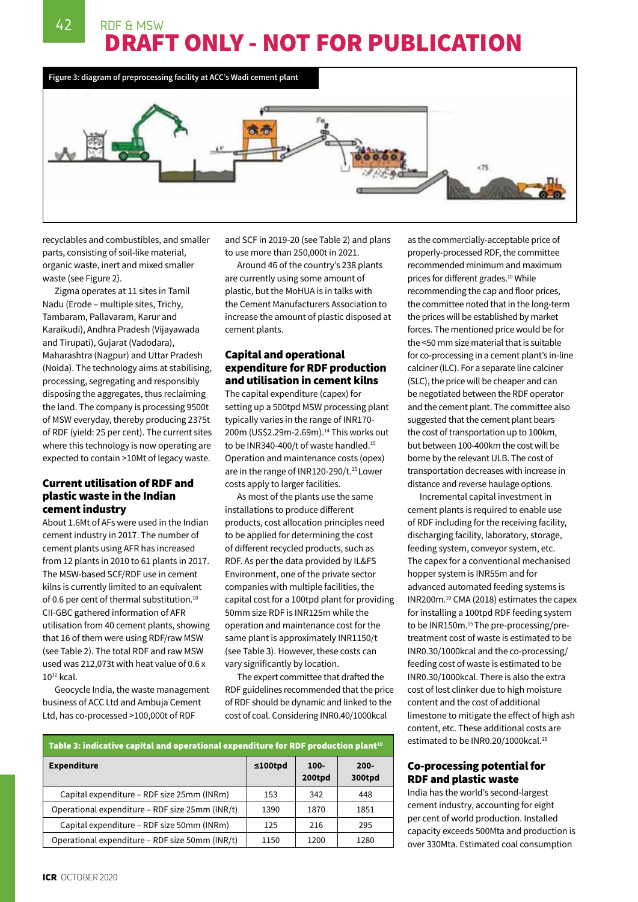# DRAFT ONLY - NOT FOR PUBLICATION

Figure 3: diagram of preprocessing facility at ACC's Wadi cement plant

recyclables and combustibles, and smaller parts, consisting of soil-like material, organic waste, inert and mixed smaller waste (see Figure 2).

Zigma operates at 11 sites in Tamil Nadu (Erode – multiple sites, Trichy, Tambaram, Pallavaram, Karur and Karaikudi), Andhra Pradesh (Vijayawada and Tirupati), Gujarat (Vadodara), Maharashtra (Nagpur) and Uttar Pradesh (Noida). The technology aims at stabilising, processing, segregating and responsibly disposing the aggregates, thus reclaiming the land. The company is processing 9500t of MSW everyday, thereby producing 2375t of RDF (yield: 25 per cent). The current sites where this technology is now operating are expected to contain >10Mt of legacy waste.

### Current utilisation of RDF and plastic waste in the Indian cement industry

About 1.6Mt of AFs were used in the Indian cement industry in 2017. The number of cement plants using AFR has increased from 12 plants in 2010 to 61 plants in 2017. The MSW-based SCF/RDF use in cement kilns is currently limited to an equivalent of 0.6 per cent of thermal substitution.[10] CII-GBC gathered information of AFR utilisation from 40 cement plants, showing that 16 of them were using RDF/raw MSW (see Table 2). The total RDF and raw MSW used was 212,073t with heat value of 0.6 x $10^{12}$ kcal.

Geocycle India, the waste management business of ACC Ltd and Ambuja Cement Ltd, has co-processed >100,000t of RDF and SCF in 2019-20 (see Table 2) and plans to use more than 250,000t in 2021.

Around 46 of the country's 238 plants are currently using some amount of plastic, but the MoHUA is in talks with the Cement Manufacturers Association to increase the amount of plastic disposed at cement plants.

### Capital and operational expenditure for RDF production and utilisation in cement kilns

The capital expenditure (capex) for setting up a 500tpd MSW processing plant typically varies in the range of INR170-200m (US$2.29m-2.69m).[14] This works out to be INR340-400/t of waste handled.[15] Operation and maintenance costs (opex) are in the range of INR120-290/t.[15] Lower costs apply to larger facilities.

As most of the plants use the same installations to produce different products, cost allocation principles need to be applied for determining the cost of different recycled products, such as RDF. As per the data provided by IL&FS Environment, one of the private sector companies with multiple facilities, the capital cost for a 100tpd plant for providing 50mm size RDF is INR125m while the operation and maintenance cost for the same plant is approximately INR1150/t (see Table 3). However, these costs can vary significantly by location.

The expert committee that drafted the RDF guidelines recommended that the price of RDF should be dynamic and linked to the cost of coal. Considering INR0.40/1000kcal as the commercially-acceptable price of properly-processed RDF, the committee recommended minimum and maximum prices for different grades.[10] While recommending the cap and floor prices, the committee noted that in the long-term the prices will be established by market forces. The mentioned price would be for the <50 mm size material that is suitable for co-processing in a cement plant's in-line calciner (ILC). For a separate line calciner (SLC), the price will be cheaper and can be negotiated between the RDF operator and the cement plant. The committee also suggested that the cement plant bears the cost of transportation up to 100km, but between 100-400km the cost will be borne by the relevant ULB. The cost of transportation decreases with increase in distance and reverse haulage options.

Incremental capital investment in cement plants is required to enable use of RDF including for the receiving facility, discharging facility, laboratory, storage, feeding system, conveyor system, etc. The capex for a conventional mechanised hopper system is INR55m and for advanced automated feeding systems is INR200m.[10] CMA (2018) estimates the capex for installing a 100tpd RDF feeding system to be INR150m.[15] The pre-processing/pre-treatment cost of waste is estimated to be INR0.30/1000kcal and the co-processing/feeding cost of waste is estimated to be INR0.30/1000kcal. There is also the extra cost of lost clinker due to high moisture content and the cost of additional limestone to mitigate the effect of high ash content, etc. These additional costs are estimated to be INR0.20/1000kcal.[15]

Table 3: indicative capital and operational expenditure for RDF production plant[10]

| Expenditure | ≤100tpd | 100-200tpd | 200-300tpd |
|---|---|---|---|
| Capital expenditure – RDF size 25mm (INRm) | 153 | 342 | 448 |
| Operational expenditure – RDF size 25mm (INR/t) | 1390 | 1870 | 1851 |
| Capital expenditure – RDF size 50mm (INRm) | 125 | 216 | 295 |
| Operational expenditure – RDF size 50mm (INR/t) | 1150 | 1200 | 1280 |

### Co-processing potential for RDF and plastic waste

India has the world's second-largest cement industry, accounting for eight per cent of world production. Installed capacity exceeds 500Mta and production is over 330Mta. Estimated coal consumption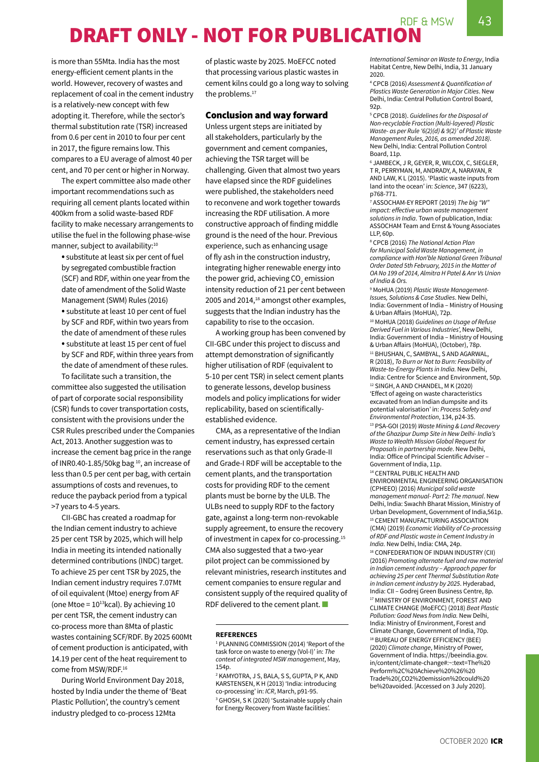DRAFT ONLY - NOT FOR PUBLICATION

is more than 55Mta. India has the most energy-efficient cement plants in the world. However, recovery of wastes and replacement of coal in the cement industry is a relatively-new concept with few adopting it. Therefore, while the sector's thermal substitution rate (TSR) increased from 0.6 per cent in 2010 to four per cent in 2017, the figure remains low. This compares to a EU average of almost 40 per cent, and 70 per cent or higher in Norway.

The expert committee also made other important recommendations such as requiring all cement plants located within 400km from a solid waste-based RDF facility to make necessary arrangements to utilise the fuel in the following phase-wise manner, subject to availability:[10]

- substitute at least six per cent of fuel by segregated combustible fraction (SCF) and RDF, within one year from the date of amendment of the Solid Waste Management (SWM) Rules (2016)
- substitute at least 10 per cent of fuel by SCF and RDF, within two years from the date of amendment of these rules
- substitute at least 15 per cent of fuel by SCF and RDF, within three years from the date of amendment of these rules.

To facilitate such a transition, the committee also suggested the utilisation of part of corporate social responsibility (CSR) funds to cover transportation costs, consistent with the provisions under the CSR Rules prescribed under the Companies Act, 2013. Another suggestion was to increase the cement bag price in the range of INR0.40-1.85/50kg bag [10], an increase of less than 0.5 per cent per bag, with certain assumptions of costs and revenues, to reduce the payback period from a typical >7 years to 4-5 years.

CII-GBC has created a roadmap for the Indian cement industry to achieve 25 per cent TSR by 2025, which will help India in meeting its intended nationally determined contributions (INDC) target. To achieve 25 per cent TSR by 2025, the Indian cement industry requires 7.07Mt of oil equivalent (Mtoe) energy from AF (one Mtoe = $10^{13}$kcal). By achieving 10 per cent TSR, the cement industry can co-process more than 8Mta of plastic wastes containing SCF/RDF. By 2025 600Mt of cement production is anticipated, with 14.19 per cent of the heat requirement to come from MSW/RDF.[16]

During World Environment Day 2018, hosted by India under the theme of 'Beat Plastic Pollution', the country's cement industry pledged to co-process 12Mta of plastic waste by 2025. MoEFCC noted that processing various plastic wastes in cement kilns could go a long way to solving the problems.[17]

## Conclusion and way forward

Unless urgent steps are initiated by all stakeholders, particularly by the government and cement companies, achieving the TSR target will be challenging. Given that almost two years have elapsed since the RDF guidelines were published, the stakeholders need to reconvene and work together towards increasing the RDF utilisation. A more constructive approach of finding middle ground is the need of the hour. Previous experience, such as enhancing usage of fly ash in the construction industry, integrating higher renewable energy into the power grid, achieving $CO_2$ emission intensity reduction of 21 per cent between 2005 and 2014,[18] amongst other examples, suggests that the Indian industry has the capability to rise to the occasion.

A working group has been convened by CII-GBC under this project to discuss and attempt demonstration of significantly higher utilisation of RDF (equivalent to 5-10 per cent TSR) in select cement plants to generate lessons, develop business models and policy implications for wider replicability, based on scientifically-established evidence.

CMA, as a representative of the Indian cement industry, has expressed certain reservations such as that only Grade-II and Grade-I RDF will be acceptable to the cement plants, and the transportation costs for providing RDF to the cement plants must be borne by the ULB. The ULBs need to supply RDF to the factory gate, against a long-term non-revokable supply agreement, to ensure the recovery of investment in capex for co-processing.[15] CMA also suggested that a two-year pilot project can be commissioned by relevant ministries, research institutes and cement companies to ensure regular and consistent supply of the required quality of RDF delivered to the cement plant. ■

### REFERENCES

[1] PLANNING COMMISSION (2014) 'Report of the task force on waste to energy (Vol-I)' in: *The context of integrated MSW management*, May, 154p.

[2] KAMYOTRA, J S, BALA, S S, GUPTA, P K, AND KARSTENSEN, K H (2013) 'India: introducing co-processing' in: *ICR*, March, p91-95.

[3] GHOSH, S K (2020) 'Sustainable supply chain for Energy Recovery from Waste facilities'. *International Seminar on Waste to Energy*, India Habitat Centre, New Delhi, India, 31 January 2020.

[4] CPCB (2016) *Assessment & Quantification of Plastics Waste Generation in Major Cities*. New Delhi, India: Central Pollution Control Board, 92p.

[5] CPCB (2018). *Guidelines for the Disposal of Non-recyclable Fraction (Multi-layered) Plastic Waste- as per Rule '6(2)(d) & 9(2)' of Plastic Waste Management Rules, 2016, as amended 2018)*. New Delhi, India: Central Pollution Control Board, 11p.

[6] JAMBECK, J R, GEYER, R, WILCOX, C, SIEGLER, T R, PERRYMAN, M, ANDRADY, A, NARAYAN, R AND LAW, K L (2015). 'Plastic waste inputs from land into the ocean' in: *Science*, 347 (6223), p768-771.

[7] ASSOCHAM-EY REPORT (2019) *The big "W" impact: effective urban waste management solutions in India*. Town of publication, India: ASSOCHAM Team and Ernst & Young Associates LLP, 60p.

[8] CPCB (2016) *The National Action Plan for Municipal Solid Waste Management, in compliance with Hon'ble National Green Tribunal Order Dated 5th February, 2015 in the Matter of OA No 199 of 2014, Almitra H Patel & Anr Vs Union of India & Ors.*

[9] MoHUA (2019) *Plastic Waste Management-Issues, Solutions & Case Studies*. New Delhi, India: Government of India – Ministry of Housing & Urban Affairs (MoHUA), 72p.

[10] MoHUA (2018) *Guidelines on Usage of Refuse Derived Fuel in Various Industries'*, New Delhi, India: Government of India – Ministry of Housing & Urban Affairs (MoHUA), (October), 78p.

[11] BHUSHAN, C, SAMBYAL, S AND AGARWAL, R (2018), *To Burn or Not to Burn: Feasibility of Waste-to-Energy Plants in India.* New Delhi, India: Centre for Science and Environment, 50p.

[12] SINGH, A AND CHANDEL, M K (2020) 'Effect of ageing on waste characteristics excavated from an Indian dumpsite and its potential valorisation' in: *Process Safety and Environmental Protection*, 134, p24-35.

[13] PSA-GOI (2019) *Waste Mining & Land Recovery of the Ghazipur Dump Site in New Delhi- India's Waste to Wealth Mission Global Request for Proposals in partnership mode*. New Delhi, India: Office of Principal Scientific Adviser – Government of India, 11p.

[14] CENTRAL PUBLIC HEALTH AND ENVIRONMENTAL ENGINEERING ORGANISATION (CPHEEO) (2016) *Municipal solid waste management manual- Part 2: The manual*. New Delhi, India: Swachh Bharat Mission, Ministry of Urban Development, Government of India,561p.

[15] CEMENT MANUFACTURING ASSOCIATION (CMA) (2019) *Economic Viability of Co-processing of RDF and Plastic waste in Cement Industry in India.* New Delhi, India: CMA, 24p.

[16] CONFEDERATION OF INDIAN INDUSTRY (CII) (2016) *Promoting alternate fuel and raw material in Indian cement industry – Approach paper for achieving 25 per cent Thermal Substitution Rate in Indian cement industry by 2025*. Hyderabad, India: CII – Godrej Green Business Centre, 8p.

[17] MINISTRY OF ENVIRONMENT, FOREST AND CLIMATE CHANGE (MoEFCC) (2018) *Beat Plastic Pollution: Good News from India.* New Delhi, India: Ministry of Environment, Forest and Climate Change, Government of India, 70p.

[18] BUREAU OF ENERGY EFFICIENCY (BEE) (2020) *Climate change*, Ministry of Power, Government of India. https://beeindia.gov.in/content/climate-change#:~:text=The%20Perform%2C%20Achieve%20%26%20Trade%20(,CO2%20emission%20could%20be%20avoided. [Accessed on 3 July 2020].